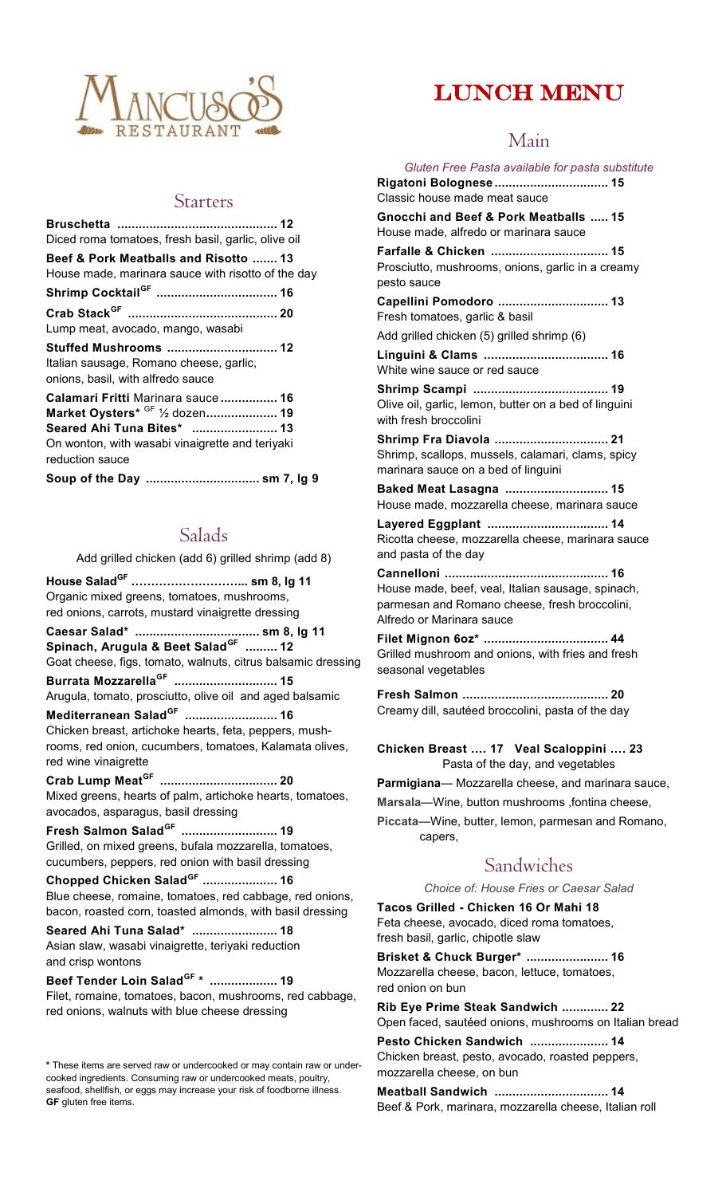# Mancuso's Restaurant

## Starters

**Bruschetta** .......................................... **12**
Diced roma tomatoes, fresh basil, garlic, olive oil

**Beef & Pork Meatballs and Risotto** ....... **13**
House made, marinara sauce with risotto of the day

**Shrimp Cocktail**[GF] ................................ **16**

**Crab Stack**[GF] ........................................ **20**
Lump meat, avocado, mango, wasabi

**Stuffed Mushrooms** .............................. **12**
Italian sausage, Romano cheese, garlic, onions, basil, with alfredo sauce

**Calamari Fritti** Marinara sauce ................ **16**

**Market Oysters*** [GF] ½ dozen.................... **19**

**Seared Ahi Tuna Bites*** ........................ **13**
On wonton, with wasabi vinaigrette and teriyaki reduction sauce

**Soup of the Day** ............................... **sm 7, lg 9**

## Salads

Add grilled chicken (add 6) grilled shrimp (add 8)

**House Salad**[GF] ………………………... **sm 8, lg 11**
Organic mixed greens, tomatoes, mushrooms, red onions, carrots, mustard vinaigrette dressing

**Caesar Salad*** .................................. **sm 8, lg 11**

**Spinach, Arugula & Beet Salad**[GF] ......... **12**
Goat cheese, figs, tomato, walnuts, citrus balsamic dressing

**Burrata Mozzarella**[GF] ............................ **15**
Arugula, tomato, prosciutto, olive oil and aged balsamic

**Mediterranean Salad**[GF] ......................... **16**
Chicken breast, artichoke hearts, feta, peppers, mushrooms, red onion, cucumbers, tomatoes, Kalamata olives, red wine vinaigrette

**Crab Lump Meat**[GF] ................................ **20**
Mixed greens, hearts of palm, artichoke hearts, tomatoes, avocados, asparagus, basil dressing

**Fresh Salmon Salad**[GF] .......................... **19**
Grilled, on mixed greens, bufala mozzarella, tomatoes, cucumbers, peppers, red onion with basil dressing

**Chopped Chicken Salad**[GF] ..................... **16**
Blue cheese, romaine, tomatoes, red cabbage, red onions, bacon, roasted corn, toasted almonds, with basil dressing

**Seared Ahi Tuna Salad*** ........................ **18**
Asian slaw, wasabi vinaigrette, teriyaki reduction and crisp wontons

**Beef Tender Loin Salad**[GF] * ................... **19**
Filet, romaine, tomatoes, bacon, mushrooms, red cabbage, red onions, walnuts with blue cheese dressing

* These items are served raw or undercooked or may contain raw or undercooked ingredients. Consuming raw or undercooked meats, poultry, seafood, shellfish, or eggs may increase your risk of foodborne illness.
**GF** gluten free items.

# LUNCH MENU

## Main

*Gluten Free Pasta available for pasta substitute*

**Rigatoni Bolognese**................................ **15**
Classic house made meat sauce

**Gnocchi and Beef & Pork Meatballs** ..... **15**
House made, alfredo or marinara sauce

**Farfalle & Chicken** ................................ **15**
Prosciutto, mushrooms, onions, garlic in a creamy pesto sauce

**Capellini Pomodoro** .............................. **13**
Fresh tomatoes, garlic & basil

Add grilled chicken (5) grilled shrimp (6)

**Linguini & Clams** .................................. **16**
White wine sauce or red sauce

**Shrimp Scampi** ..................................... **19**
Olive oil, garlic, lemon, butter on a bed of linguini with fresh broccolini

**Shrimp Fra Diavola** ................................ **21**
Shrimp, scallops, mussels, calamari, clams, spicy marinara sauce on a bed of linguini

**Baked Meat Lasagna** ............................ **15**
House made, mozzarella cheese, marinara sauce

**Layered Eggplant** ................................. **14**
Ricotta cheese, mozzarella cheese, marinara sauce and pasta of the day

**Cannelloni** ............................................. **16**
House made, beef, veal, Italian sausage, spinach, parmesan and Romano cheese, fresh broccolini, Alfredo or Marinara sauce

**Filet Mignon 6oz*** .................................. **44**
Grilled mushroom and onions, with fries and fresh seasonal vegetables

**Fresh Salmon** ........................................ **20**
Creamy dill, sautéed broccolini, pasta of the day

**Chicken Breast …. 17 Veal Scaloppini …. 23**
Pasta of the day, and vegetables

**Parmigiana**— Mozzarella cheese, and marinara sauce,

**Marsala**—Wine, button mushrooms ,fontina cheese,

**Piccata**—Wine, butter, lemon, parmesan and Romano, capers,

## Sandwiches

*Choice of: House Fries or Caesar Salad*

**Tacos Grilled - Chicken 16 Or Mahi 18**
Feta cheese, avocado, diced roma tomatoes, fresh basil, garlic, chipotle slaw

**Brisket & Chuck Burger*** ....................... **16**
Mozzarella cheese, bacon, lettuce, tomatoes, red onion on bun

**Rib Eye Prime Steak Sandwich** ............. **22**
Open faced, sautéed onions, mushrooms on Italian bread

**Pesto Chicken Sandwich** ...................... **14**
Chicken breast, pesto, avocado, roasted peppers, mozzarella cheese, on bun

**Meatball Sandwich** ................................ **14**
Beef & Pork, marinara, mozzarella cheese, Italian roll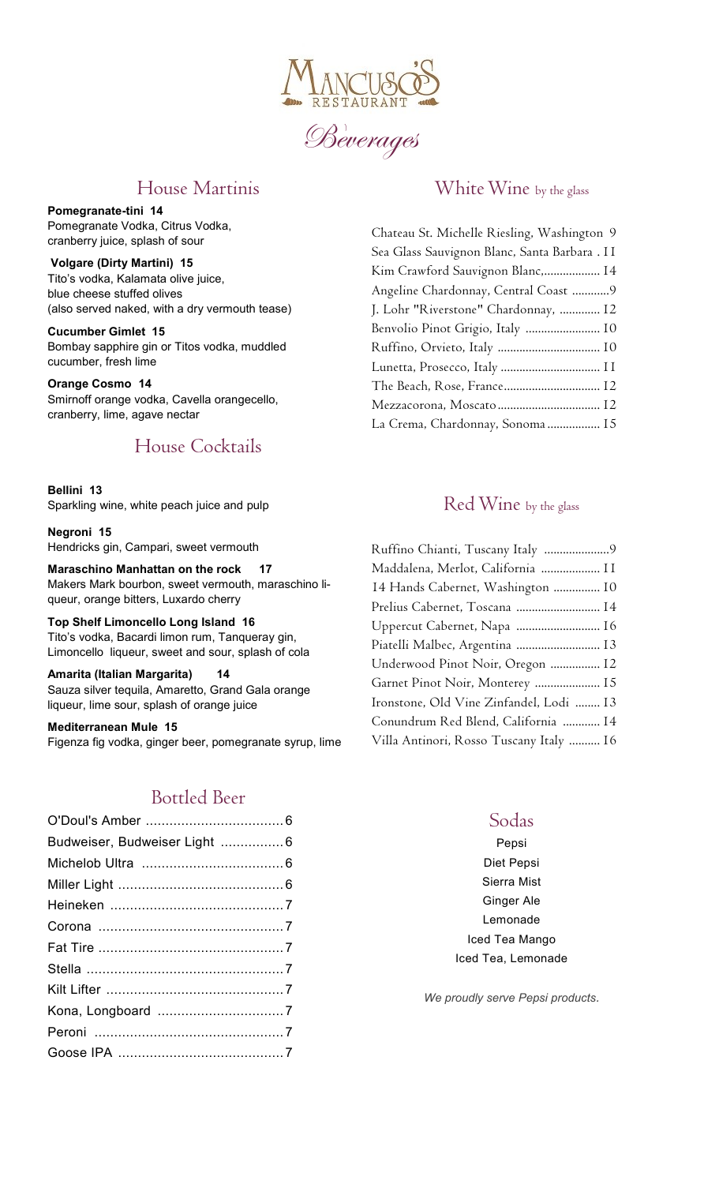# Mancuso's Restaurant

## Beverages

## House Martinis

**Pomegranate-tini 14**
Pomegranate Vodka, Citrus Vodka, cranberry juice, splash of sour

**Volgare (Dirty Martini) 15**
Tito's vodka, Kalamata olive juice, blue cheese stuffed olives
(also served naked, with a dry vermouth tease)

**Cucumber Gimlet 15**
Bombay sapphire gin or Titos vodka, muddled cucumber, fresh lime

**Orange Cosmo 14**
Smirnoff orange vodka, Cavella orangecello, cranberry, lime, agave nectar

## House Cocktails

**Bellini 13**
Sparkling wine, white peach juice and pulp

**Negroni 15**
Hendricks gin, Campari, sweet vermouth

**Maraschino Manhattan on the rock 17**
Makers Mark bourbon, sweet vermouth, maraschino liqueur, orange bitters, Luxardo cherry

**Top Shelf Limoncello Long Island 16**
Tito's vodka, Bacardi limon rum, Tanqueray gin, Limoncello liqueur, sweet and sour, splash of cola

**Amarita (Italian Margarita) 14**
Sauza silver tequila, Amaretto, Grand Gala orange liqueur, lime sour, splash of orange juice

**Mediterranean Mule 15**
Figenza fig vodka, ginger beer, pomegranate syrup, lime

## Bottled Beer

O'Doul's Amber .................................. 6
Budweiser, Budweiser Light ................ 6
Michelob Ultra .................................. 6
Miller Light ...................................... 6
Heineken ......................................... 7
Corona ............................................ 7
Fat Tire ........................................... 7
Stella .............................................. 7
Kilt Lifter ......................................... 7
Kona, Longboard ............................... 7
Peroni ............................................. 7
Goose IPA ........................................ 7

## White Wine by the glass

Chateau St. Michelle Riesling, Washington 9
Sea Glass Sauvignon Blanc, Santa Barbara . 11
Kim Crawford Sauvignon Blanc,.................. 14
Angeline Chardonnay, Central Coast ............9
J. Lohr "Riverstone" Chardonnay, ............. 12
Benvolio Pinot Grigio, Italy ........................ 10
Ruffino, Orvieto, Italy ................................ 10
Lunetta, Prosecco, Italy ................................ 11
The Beach, Rose, France............................... 12
Mezzacorona, Moscato................................. 12
La Crema, Chardonnay, Sonoma................. 15

## Red Wine by the glass

Ruffino Chianti, Tuscany Italy .....................9
Maddalena, Merlot, California ................... 11
14 Hands Cabernet, Washington ............... 10
Prelius Cabernet, Toscana ........................... 14
Uppercut Cabernet, Napa ........................... 16
Piatelli Malbec, Argentina ........................... 13
Underwood Pinot Noir, Oregon ................ 12
Garnet Pinot Noir, Monterey ..................... 15
Ironstone, Old Vine Zinfandel, Lodi ........ 13
Conundrum Red Blend, California ............ 14
Villa Antinori, Rosso Tuscany Italy .......... 16

## Sodas

Pepsi
Diet Pepsi
Sierra Mist
Ginger Ale
Lemonade
Iced Tea Mango
Iced Tea, Lemonade

*We proudly serve Pepsi products.*